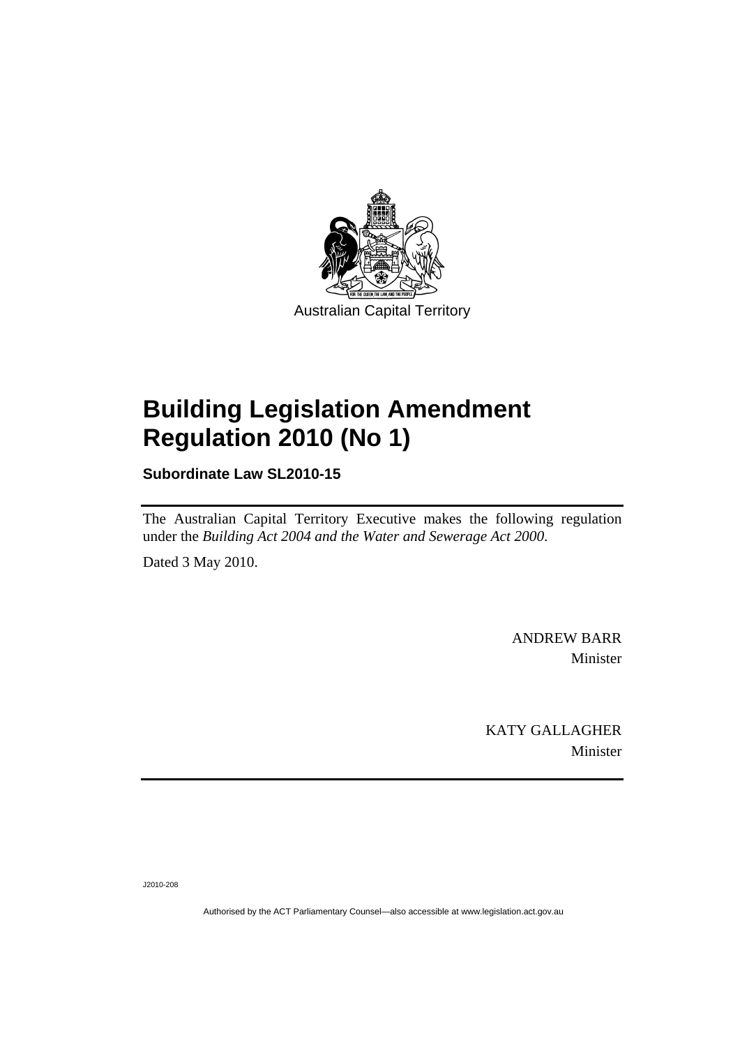Australian Capital Territory

# Building Legislation Amendment Regulation 2010 (No 1)

**Subordinate Law SL2010-15**

The Australian Capital Territory Executive makes the following regulation under the *Building Act 2004 and the Water and Sewerage Act 2000*.

Dated 3 May 2010.

ANDREW BARR
Minister

KATY GALLAGHER
Minister

J2010-208

Authorised by the ACT Parliamentary Counsel—also accessible at www.legislation.act.gov.au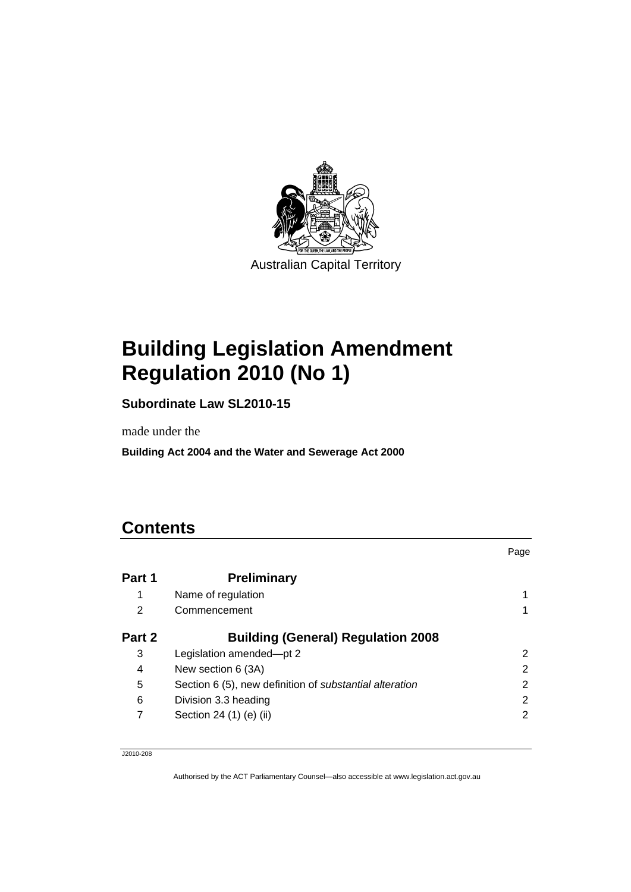Australian Capital Territory

# Building Legislation Amendment Regulation 2010 (No 1)

**Subordinate Law SL2010-15**

made under the

**Building Act 2004 and the Water and Sewerage Act 2000**

## Contents

| | | Page |
|---|---|---|
| **Part 1** | **Preliminary** | |
| 1 | Name of regulation | 1 |
| 2 | Commencement | 1 |
| **Part 2** | **Building (General) Regulation 2008** | |
| 3 | Legislation amended—pt 2 | 2 |
| 4 | New section 6 (3A) | 2 |
| 5 | Section 6 (5), new definition of *substantial alteration* | 2 |
| 6 | Division 3.3 heading | 2 |
| 7 | Section 24 (1) (e) (ii) | 2 |

J2010-208

Authorised by the ACT Parliamentary Counsel—also accessible at www.legislation.act.gov.au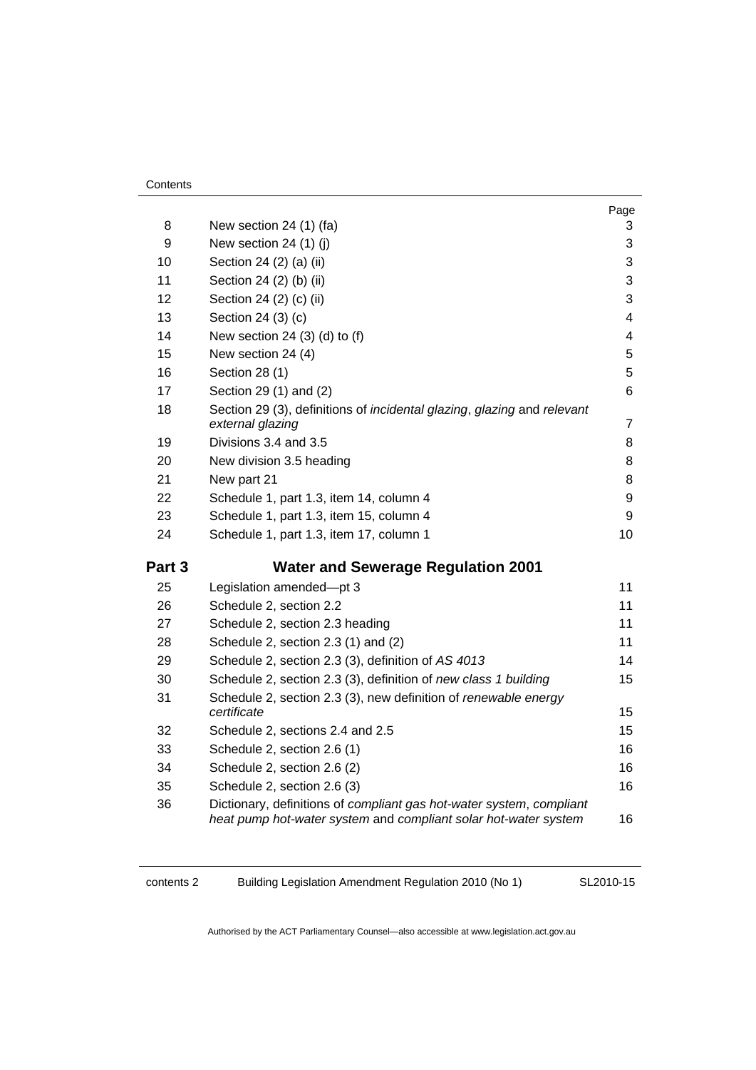| | | Page |
|---|---|---|
| 8 | New section 24 (1) (fa) | 3 |
| 9 | New section 24 (1) (j) | 3 |
| 10 | Section 24 (2) (a) (ii) | 3 |
| 11 | Section 24 (2) (b) (ii) | 3 |
| 12 | Section 24 (2) (c) (ii) | 3 |
| 13 | Section 24 (3) (c) | 4 |
| 14 | New section 24 (3) (d) to (f) | 4 |
| 15 | New section 24 (4) | 5 |
| 16 | Section 28 (1) | 5 |
| 17 | Section 29 (1) and (2) | 6 |
| 18 | Section 29 (3), definitions of *incidental glazing*, *glazing* and *relevant external glazing* | 7 |
| 19 | Divisions 3.4 and 3.5 | 8 |
| 20 | New division 3.5 heading | 8 |
| 21 | New part 21 | 8 |
| 22 | Schedule 1, part 1.3, item 14, column 4 | 9 |
| 23 | Schedule 1, part 1.3, item 15, column 4 | 9 |
| 24 | Schedule 1, part 1.3, item 17, column 1 | 10 |

## Part 3 Water and Sewerage Regulation 2001

| | | |
|---|---|---|
| 25 | Legislation amended—pt 3 | 11 |
| 26 | Schedule 2, section 2.2 | 11 |
| 27 | Schedule 2, section 2.3 heading | 11 |
| 28 | Schedule 2, section 2.3 (1) and (2) | 11 |
| 29 | Schedule 2, section 2.3 (3), definition of *AS 4013* | 14 |
| 30 | Schedule 2, section 2.3 (3), definition of *new class 1 building* | 15 |
| 31 | Schedule 2, section 2.3 (3), new definition of *renewable energy certificate* | 15 |
| 32 | Schedule 2, sections 2.4 and 2.5 | 15 |
| 33 | Schedule 2, section 2.6 (1) | 16 |
| 34 | Schedule 2, section 2.6 (2) | 16 |
| 35 | Schedule 2, section 2.6 (3) | 16 |
| 36 | Dictionary, definitions of *compliant gas hot-water system*, *compliant heat pump hot-water system* and *compliant solar hot-water system* | 16 |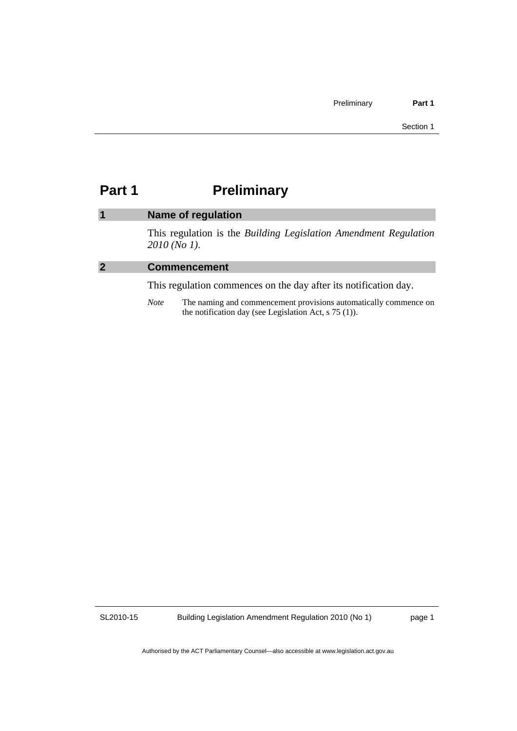# Part 1 Preliminary

## 1 Name of regulation

This regulation is the *Building Legislation Amendment Regulation 2010 (No 1)*.

## 2 Commencement

This regulation commences on the day after its notification day.

*Note* The naming and commencement provisions automatically commence on the notification day (see Legislation Act, s 75 (1)).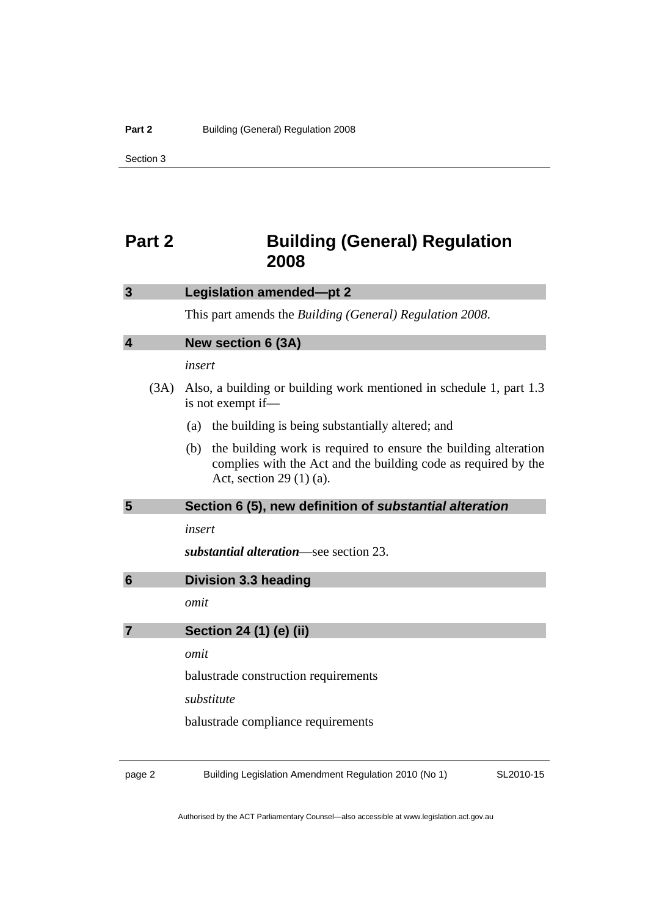# Part 2 Building (General) Regulation 2008

## 3 Legislation amended—pt 2

This part amends the *Building (General) Regulation 2008*.

## 4 New section 6 (3A)

*insert*

(3A) Also, a building or building work mentioned in schedule 1, part 1.3 is not exempt if—

(a) the building is being substantially altered; and

(b) the building work is required to ensure the building alteration complies with the Act and the building code as required by the Act, section 29 (1) (a).

## 5 Section 6 (5), new definition of *substantial alteration*

*insert*

***substantial alteration***—see section 23.

## 6 Division 3.3 heading

*omit*

## 7 Section 24 (1) (e) (ii)

*omit*

balustrade construction requirements

*substitute*

balustrade compliance requirements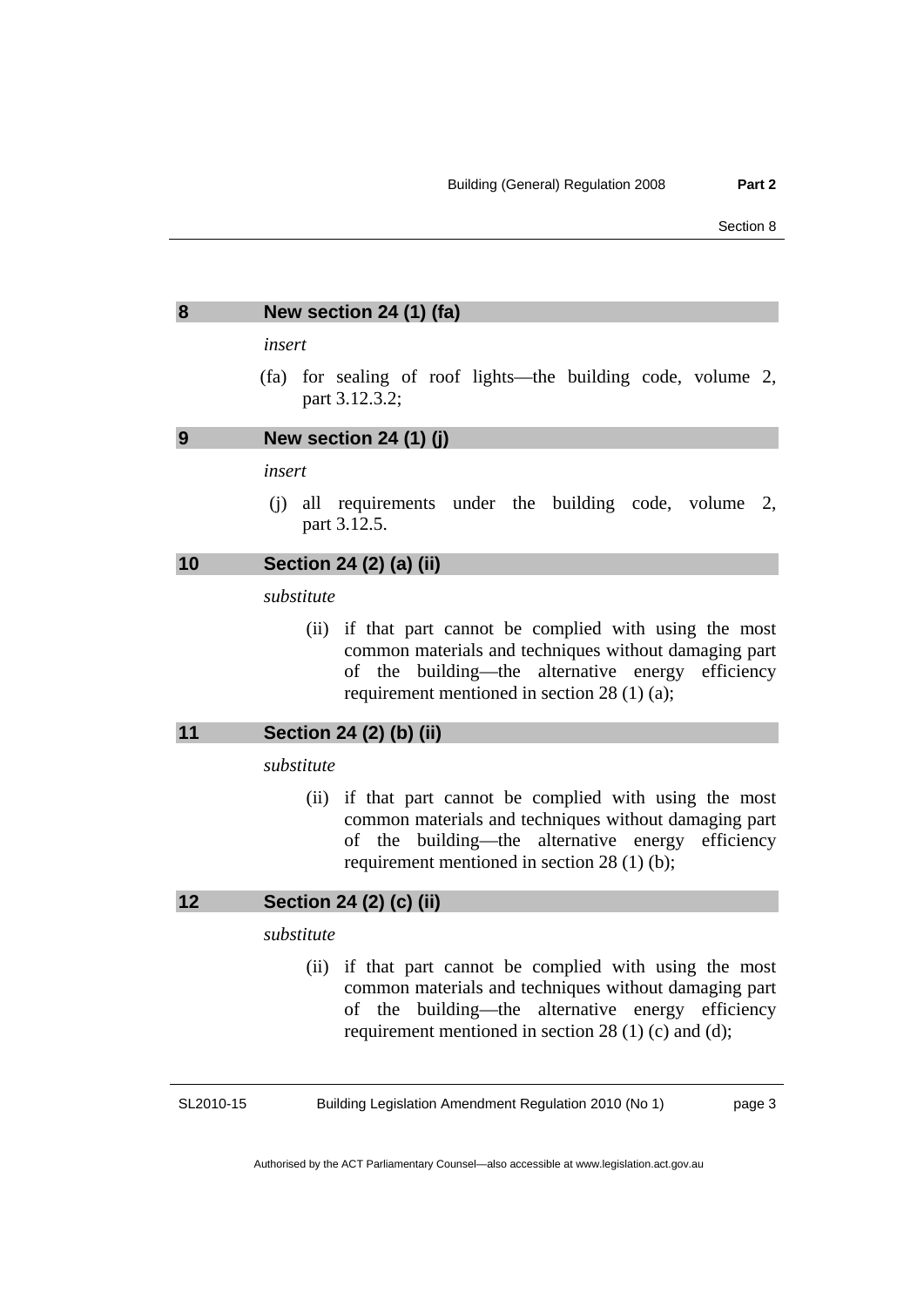## 8 New section 24 (1) (fa)

*insert*

(fa) for sealing of roof lights—the building code, volume 2, part 3.12.3.2;

## 9 New section 24 (1) (j)

*insert*

(j) all requirements under the building code, volume 2, part 3.12.5.

## 10 Section 24 (2) (a) (ii)

*substitute*

(ii) if that part cannot be complied with using the most common materials and techniques without damaging part of the building—the alternative energy efficiency requirement mentioned in section 28 (1) (a);

## 11 Section 24 (2) (b) (ii)

*substitute*

(ii) if that part cannot be complied with using the most common materials and techniques without damaging part of the building—the alternative energy efficiency requirement mentioned in section 28 (1) (b);

## 12 Section 24 (2) (c) (ii)

*substitute*

(ii) if that part cannot be complied with using the most common materials and techniques without damaging part of the building—the alternative energy efficiency requirement mentioned in section 28 (1) (c) and (d);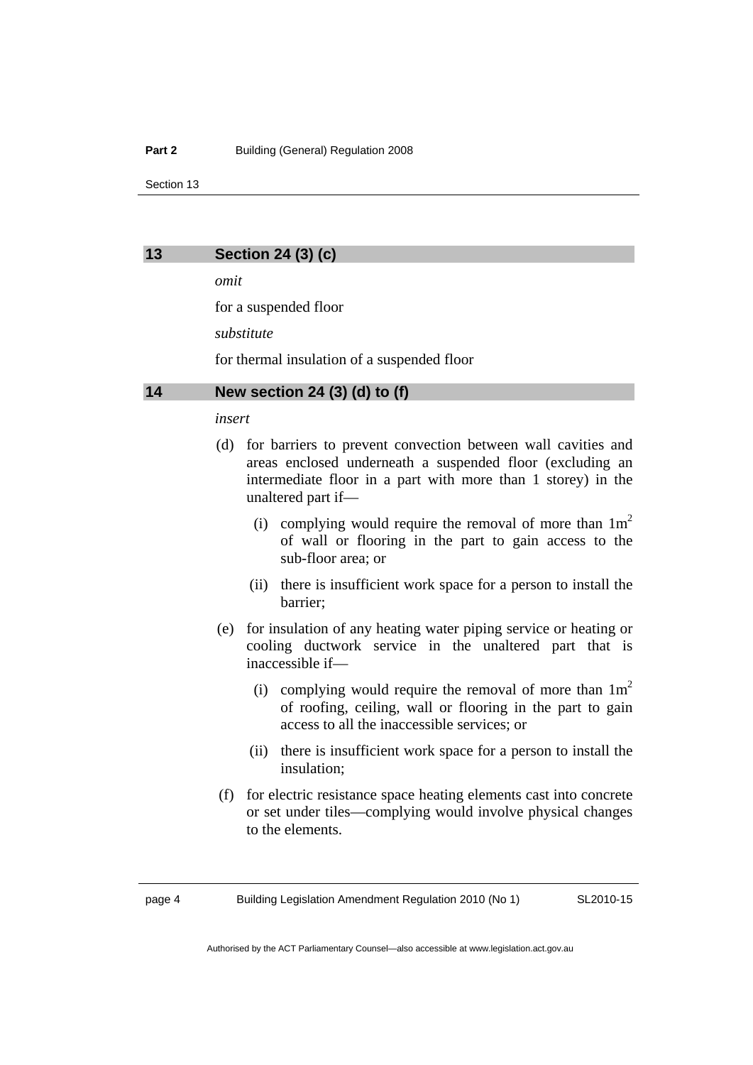## 13 Section 24 (3) (c)

*omit*

for a suspended floor

*substitute*

for thermal insulation of a suspended floor

## 14 New section 24 (3) (d) to (f)

*insert*

(d) for barriers to prevent convection between wall cavities and areas enclosed underneath a suspended floor (excluding an intermediate floor in a part with more than 1 storey) in the unaltered part if—

  (i) complying would require the removal of more than $1m^2$ of wall or flooring in the part to gain access to the sub-floor area; or

  (ii) there is insufficient work space for a person to install the barrier;

(e) for insulation of any heating water piping service or heating or cooling ductwork service in the unaltered part that is inaccessible if—

  (i) complying would require the removal of more than $1m^2$ of roofing, ceiling, wall or flooring in the part to gain access to all the inaccessible services; or

  (ii) there is insufficient work space for a person to install the insulation;

(f) for electric resistance space heating elements cast into concrete or set under tiles—complying would involve physical changes to the elements.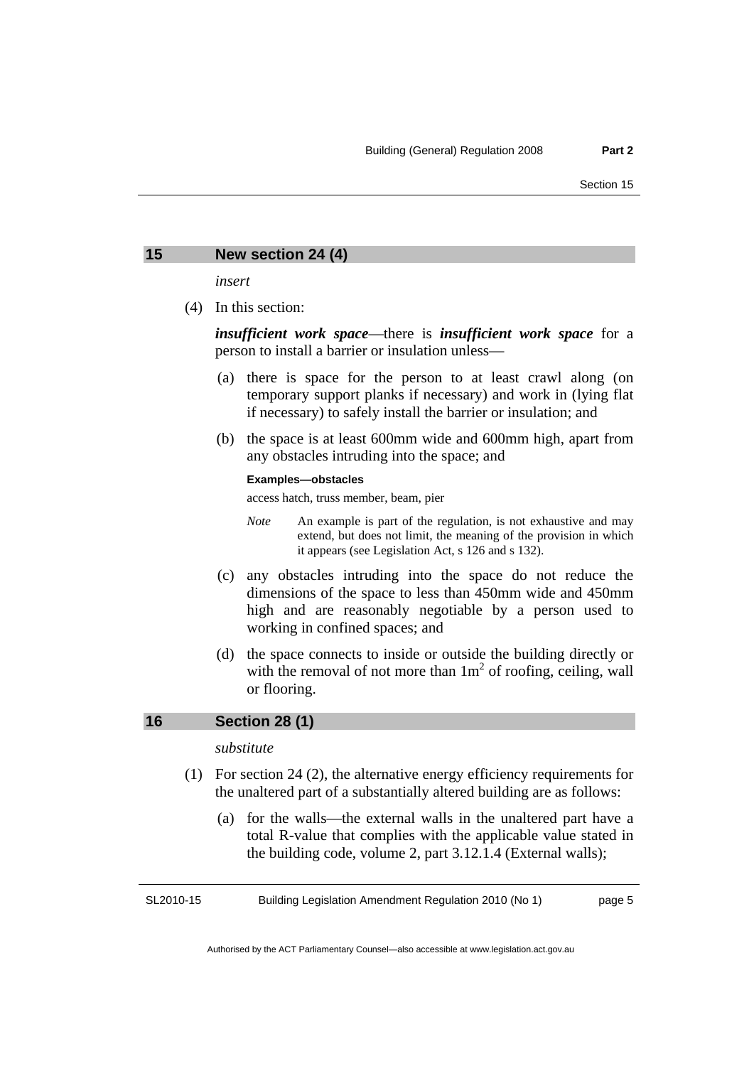## 15 New section 24 (4)

*insert*

(4) In this section:

***insufficient work space***—there is ***insufficient work space*** for a person to install a barrier or insulation unless—

(a) there is space for the person to at least crawl along (on temporary support planks if necessary) and work in (lying flat if necessary) to safely install the barrier or insulation; and

(b) the space is at least 600mm wide and 600mm high, apart from any obstacles intruding into the space; and

**Examples—obstacles**

access hatch, truss member, beam, pier

*Note* An example is part of the regulation, is not exhaustive and may extend, but does not limit, the meaning of the provision in which it appears (see Legislation Act, s 126 and s 132).

(c) any obstacles intruding into the space do not reduce the dimensions of the space to less than 450mm wide and 450mm high and are reasonably negotiable by a person used to working in confined spaces; and

(d) the space connects to inside or outside the building directly or with the removal of not more than $1m^2$ of roofing, ceiling, wall or flooring.

## 16 Section 28 (1)

*substitute*

(1) For section 24 (2), the alternative energy efficiency requirements for the unaltered part of a substantially altered building are as follows:

(a) for the walls—the external walls in the unaltered part have a total R-value that complies with the applicable value stated in the building code, volume 2, part 3.12.1.4 (External walls);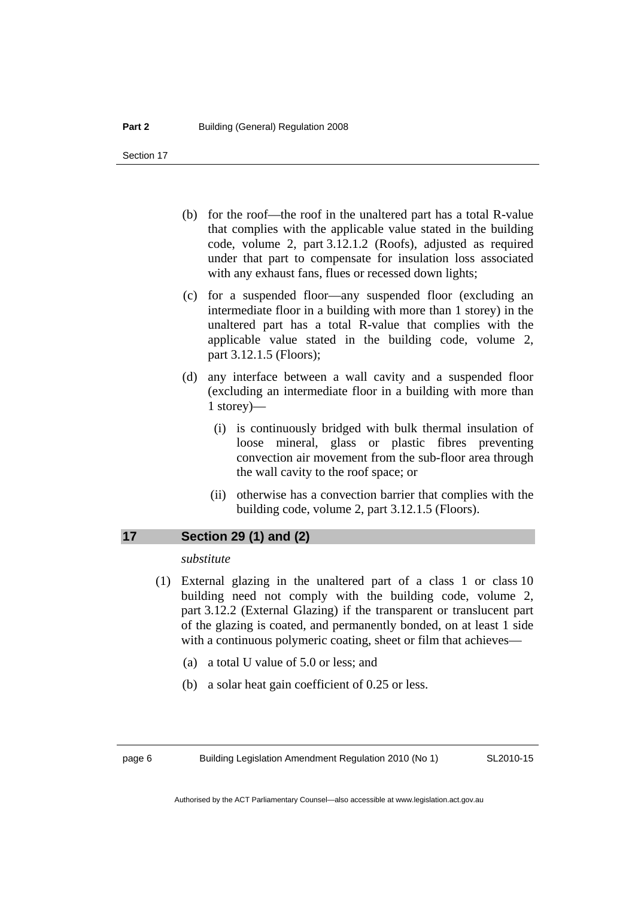(b) for the roof—the roof in the unaltered part has a total R-value that complies with the applicable value stated in the building code, volume 2, part 3.12.1.2 (Roofs), adjusted as required under that part to compensate for insulation loss associated with any exhaust fans, flues or recessed down lights;

(c) for a suspended floor—any suspended floor (excluding an intermediate floor in a building with more than 1 storey) in the unaltered part has a total R-value that complies with the applicable value stated in the building code, volume 2, part 3.12.1.5 (Floors);

(d) any interface between a wall cavity and a suspended floor (excluding an intermediate floor in a building with more than 1 storey)—

(i) is continuously bridged with bulk thermal insulation of loose mineral, glass or plastic fibres preventing convection air movement from the sub-floor area through the wall cavity to the roof space; or

(ii) otherwise has a convection barrier that complies with the building code, volume 2, part 3.12.1.5 (Floors).

## 17 Section 29 (1) and (2)

*substitute*

(1) External glazing in the unaltered part of a class 1 or class 10 building need not comply with the building code, volume 2, part 3.12.2 (External Glazing) if the transparent or translucent part of the glazing is coated, and permanently bonded, on at least 1 side with a continuous polymeric coating, sheet or film that achieves—

(a) a total U value of 5.0 or less; and

(b) a solar heat gain coefficient of 0.25 or less.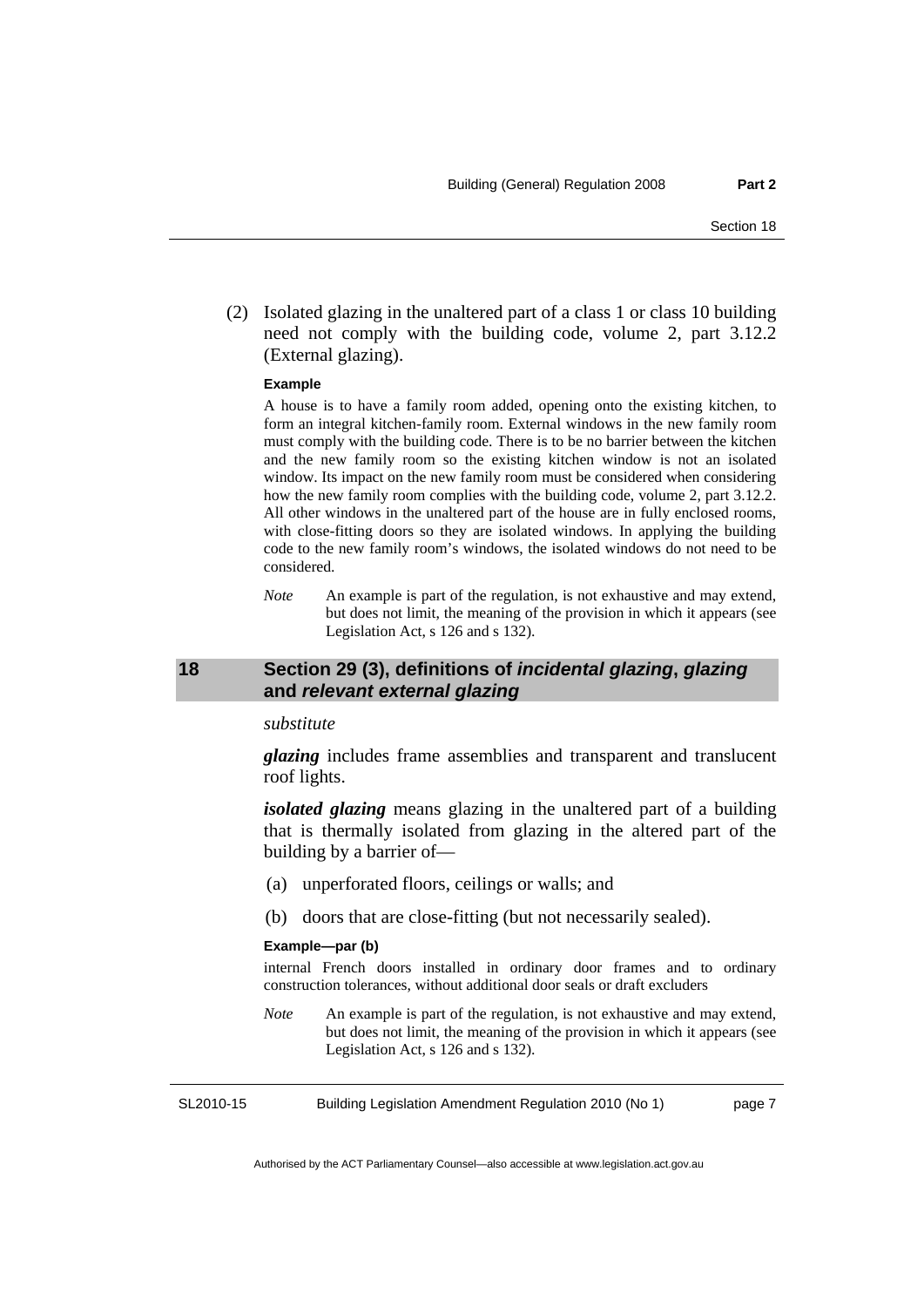(2) Isolated glazing in the unaltered part of a class 1 or class 10 building need not comply with the building code, volume 2, part 3.12.2 (External glazing).

**Example**

A house is to have a family room added, opening onto the existing kitchen, to form an integral kitchen-family room. External windows in the new family room must comply with the building code. There is to be no barrier between the kitchen and the new family room so the existing kitchen window is not an isolated window. Its impact on the new family room must be considered when considering how the new family room complies with the building code, volume 2, part 3.12.2. All other windows in the unaltered part of the house are in fully enclosed rooms, with close-fitting doors so they are isolated windows. In applying the building code to the new family room's windows, the isolated windows do not need to be considered.

*Note* An example is part of the regulation, is not exhaustive and may extend, but does not limit, the meaning of the provision in which it appears (see Legislation Act, s 126 and s 132).

## 18 Section 29 (3), definitions of *incidental glazing*, *glazing* and *relevant external glazing*

*substitute*

***glazing*** includes frame assemblies and transparent and translucent roof lights.

***isolated glazing*** means glazing in the unaltered part of a building that is thermally isolated from glazing in the altered part of the building by a barrier of—

(a) unperforated floors, ceilings or walls; and

(b) doors that are close-fitting (but not necessarily sealed).

**Example—par (b)**

internal French doors installed in ordinary door frames and to ordinary construction tolerances, without additional door seals or draft excluders

*Note* An example is part of the regulation, is not exhaustive and may extend, but does not limit, the meaning of the provision in which it appears (see Legislation Act, s 126 and s 132).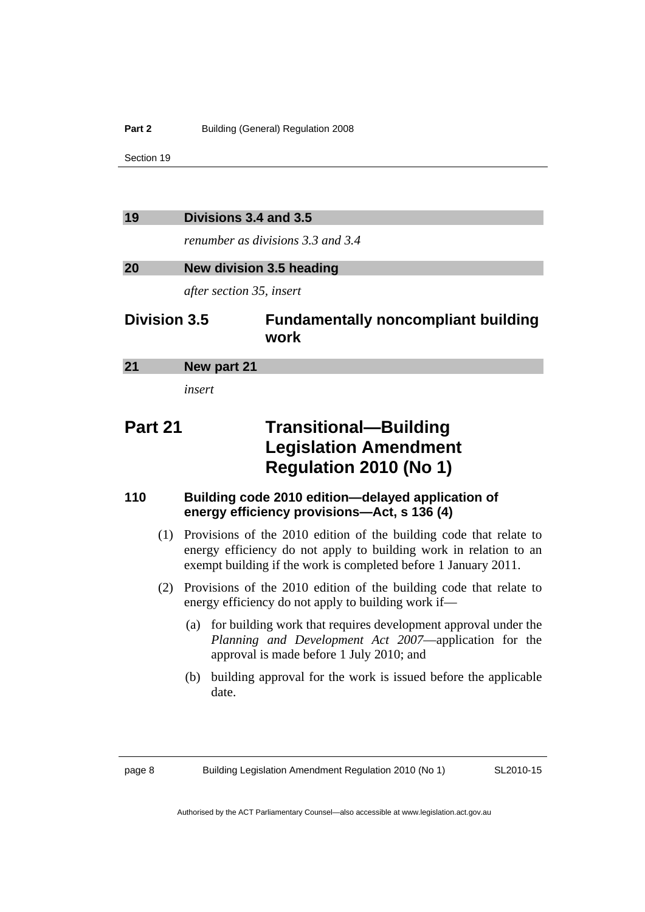## 19 Divisions 3.4 and 3.5

*renumber as divisions 3.3 and 3.4*

## 20 New division 3.5 heading

*after section 35, insert*

## Division 3.5 Fundamentally noncompliant building work

## 21 New part 21

*insert*

# Part 21 Transitional—Building Legislation Amendment Regulation 2010 (No 1)

### 110 Building code 2010 edition—delayed application of energy efficiency provisions—Act, s 136 (4)

(1) Provisions of the 2010 edition of the building code that relate to energy efficiency do not apply to building work in relation to an exempt building if the work is completed before 1 January 2011.

(2) Provisions of the 2010 edition of the building code that relate to energy efficiency do not apply to building work if—

(a) for building work that requires development approval under the *Planning and Development Act 2007*—application for the approval is made before 1 July 2010; and

(b) building approval for the work is issued before the applicable date.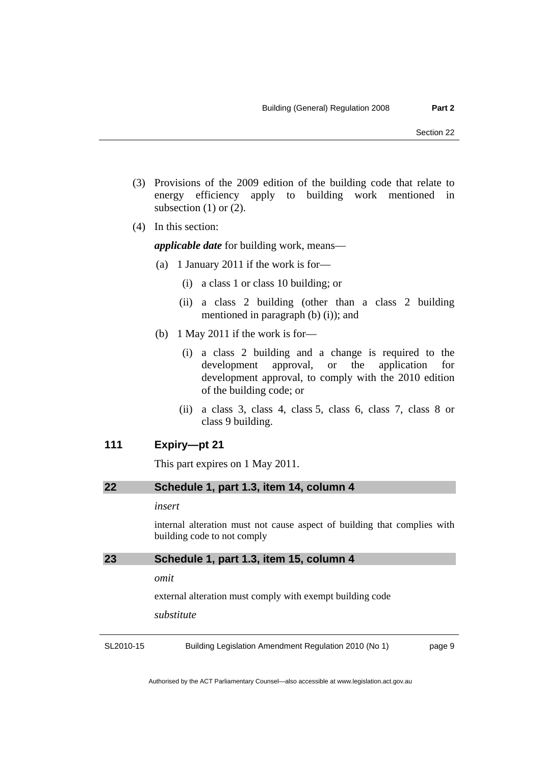(3) Provisions of the 2009 edition of the building code that relate to energy efficiency apply to building work mentioned in subsection (1) or (2).

(4) In this section:

***applicable date*** for building work, means—

(a) 1 January 2011 if the work is for—

(i) a class 1 or class 10 building; or

(ii) a class 2 building (other than a class 2 building mentioned in paragraph (b) (i)); and

(b) 1 May 2011 if the work is for—

(i) a class 2 building and a change is required to the development approval, or the application for development approval, to comply with the 2010 edition of the building code; or

(ii) a class 3, class 4, class 5, class 6, class 7, class 8 or class 9 building.

### 111 Expiry—pt 21

This part expires on 1 May 2011.

## 22 Schedule 1, part 1.3, item 14, column 4

*insert*

internal alteration must not cause aspect of building that complies with building code to not comply

## 23 Schedule 1, part 1.3, item 15, column 4

*omit*

external alteration must comply with exempt building code

*substitute*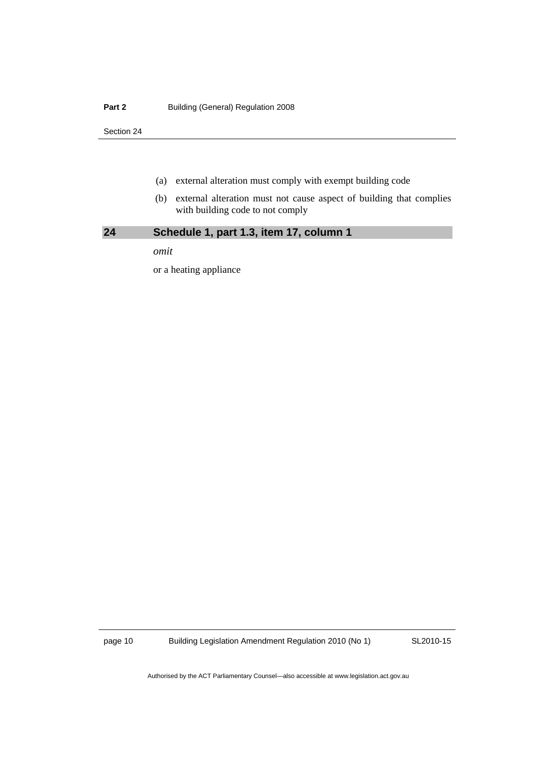(a) external alteration must comply with exempt building code

(b) external alteration must not cause aspect of building that complies with building code to not comply

## 24 Schedule 1, part 1.3, item 17, column 1

*omit*

or a heating appliance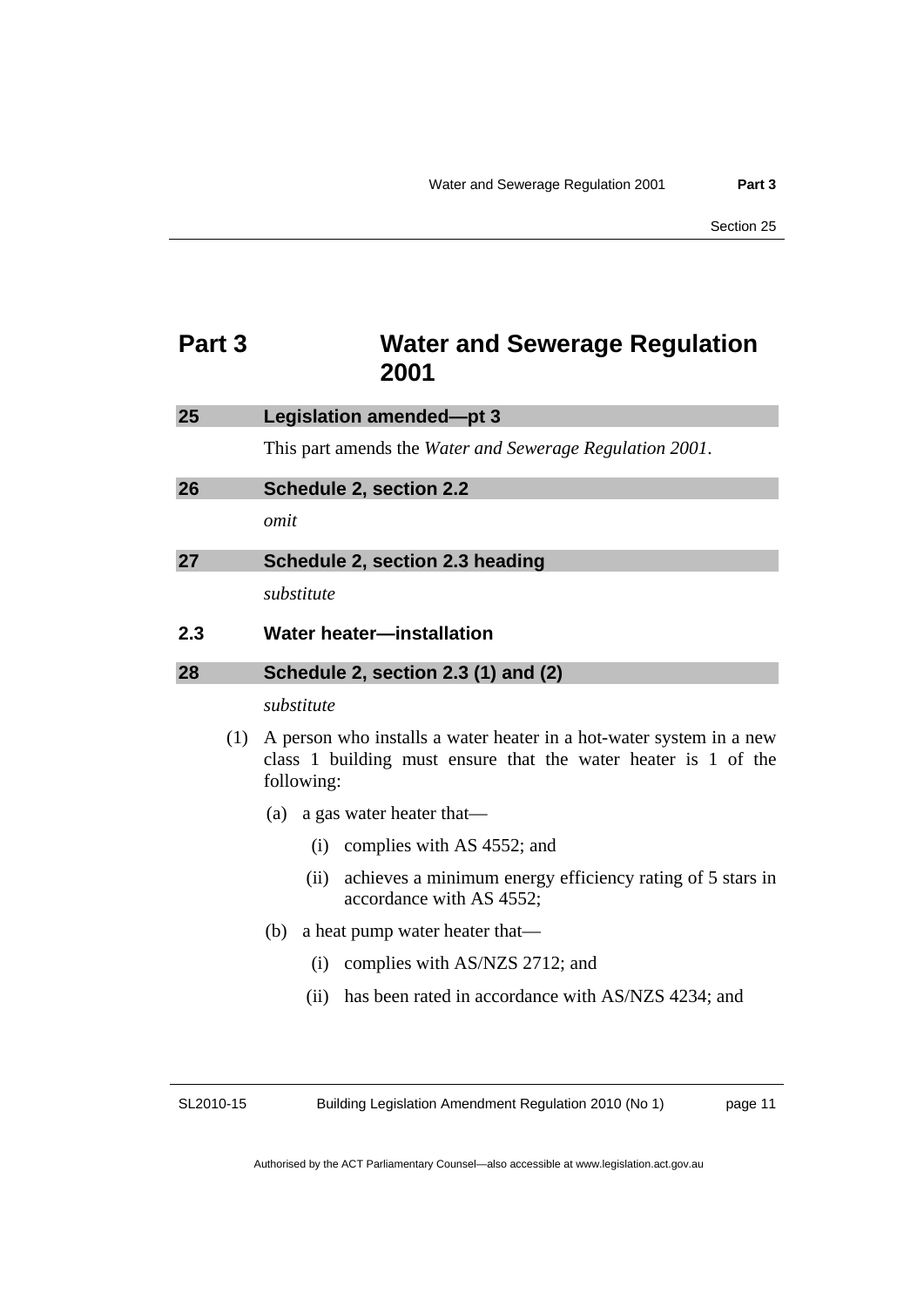# Part 3 Water and Sewerage Regulation 2001

## 25 Legislation amended—pt 3

This part amends the *Water and Sewerage Regulation 2001*.

## 26 Schedule 2, section 2.2

*omit*

## 27 Schedule 2, section 2.3 heading

*substitute*

### 2.3 Water heater—installation

## 28 Schedule 2, section 2.3 (1) and (2)

*substitute*

(1) A person who installs a water heater in a hot-water system in a new class 1 building must ensure that the water heater is 1 of the following:

(a) a gas water heater that—

(i) complies with AS 4552; and

(ii) achieves a minimum energy efficiency rating of 5 stars in accordance with AS 4552;

(b) a heat pump water heater that—

(i) complies with AS/NZS 2712; and

(ii) has been rated in accordance with AS/NZS 4234; and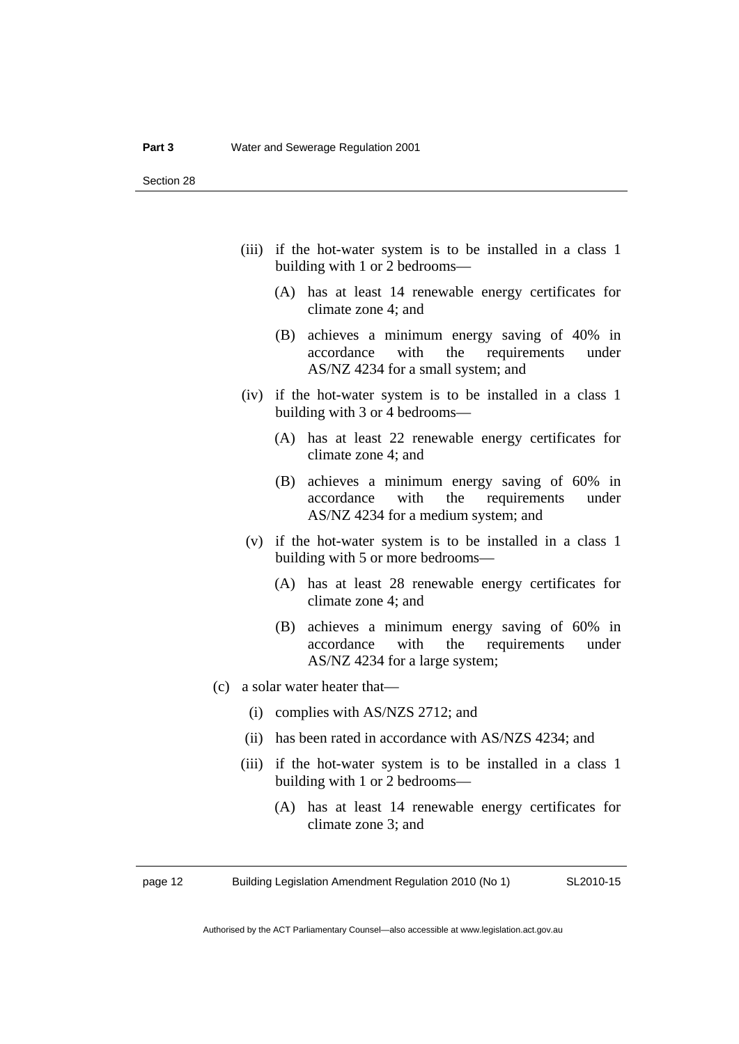(iii) if the hot-water system is to be installed in a class 1 building with 1 or 2 bedrooms—

(A) has at least 14 renewable energy certificates for climate zone 4; and

(B) achieves a minimum energy saving of 40% in accordance with the requirements under AS/NZ 4234 for a small system; and

(iv) if the hot-water system is to be installed in a class 1 building with 3 or 4 bedrooms—

(A) has at least 22 renewable energy certificates for climate zone 4; and

(B) achieves a minimum energy saving of 60% in accordance with the requirements under AS/NZ 4234 for a medium system; and

(v) if the hot-water system is to be installed in a class 1 building with 5 or more bedrooms—

(A) has at least 28 renewable energy certificates for climate zone 4; and

(B) achieves a minimum energy saving of 60% in accordance with the requirements under AS/NZ 4234 for a large system;

(c) a solar water heater that—

(i) complies with AS/NZS 2712; and

(ii) has been rated in accordance with AS/NZS 4234; and

(iii) if the hot-water system is to be installed in a class 1 building with 1 or 2 bedrooms—

(A) has at least 14 renewable energy certificates for climate zone 3; and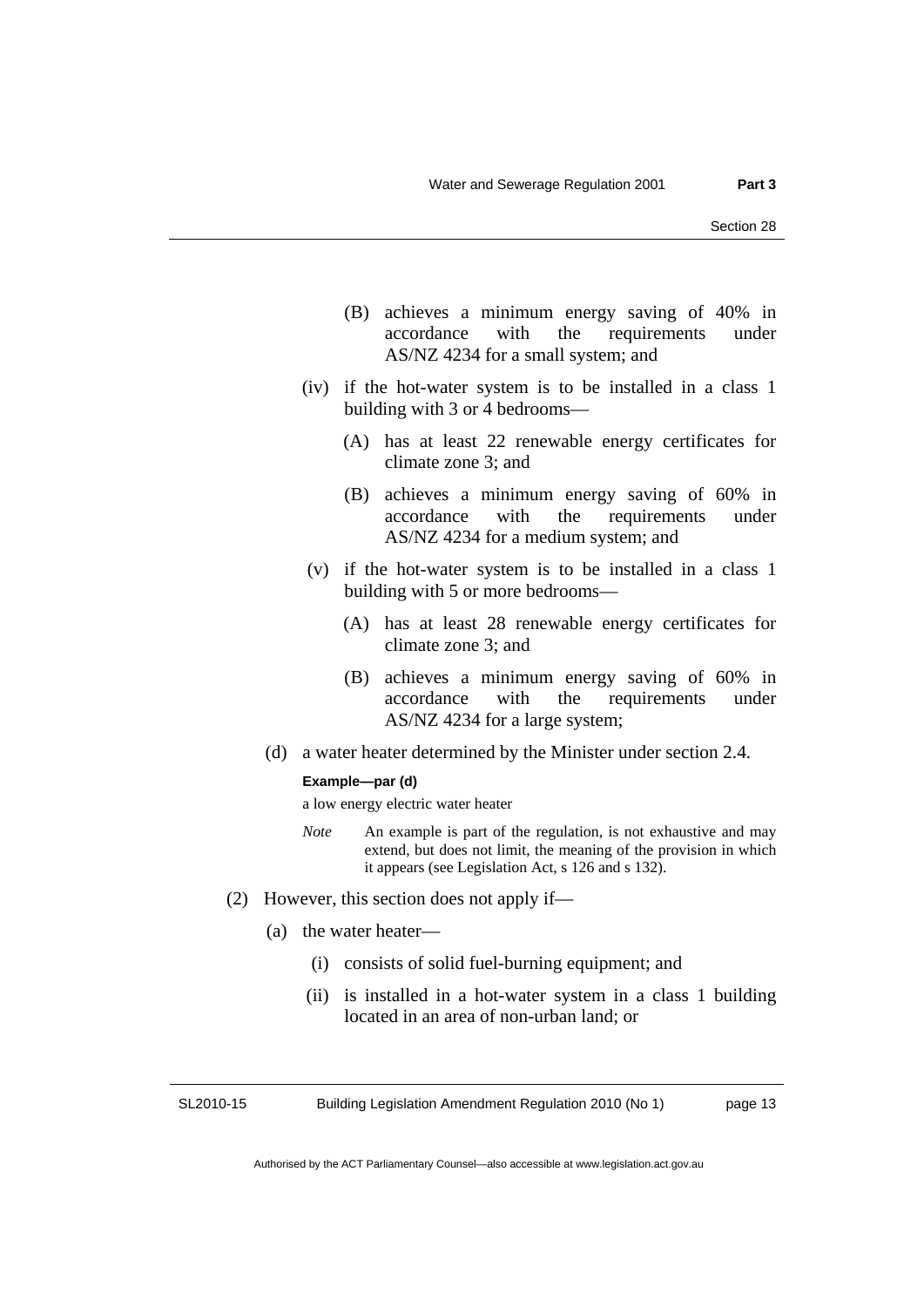(B) achieves a minimum energy saving of 40% in accordance with the requirements under AS/NZ 4234 for a small system; and

(iv) if the hot-water system is to be installed in a class 1 building with 3 or 4 bedrooms—

(A) has at least 22 renewable energy certificates for climate zone 3; and

(B) achieves a minimum energy saving of 60% in accordance with the requirements under AS/NZ 4234 for a medium system; and

(v) if the hot-water system is to be installed in a class 1 building with 5 or more bedrooms—

(A) has at least 28 renewable energy certificates for climate zone 3; and

(B) achieves a minimum energy saving of 60% in accordance with the requirements under AS/NZ 4234 for a large system;

(d) a water heater determined by the Minister under section 2.4.

**Example—par (d)**

a low energy electric water heater

*Note* An example is part of the regulation, is not exhaustive and may extend, but does not limit, the meaning of the provision in which it appears (see Legislation Act, s 126 and s 132).

(2) However, this section does not apply if—

(a) the water heater—

(i) consists of solid fuel-burning equipment; and

(ii) is installed in a hot-water system in a class 1 building located in an area of non-urban land; or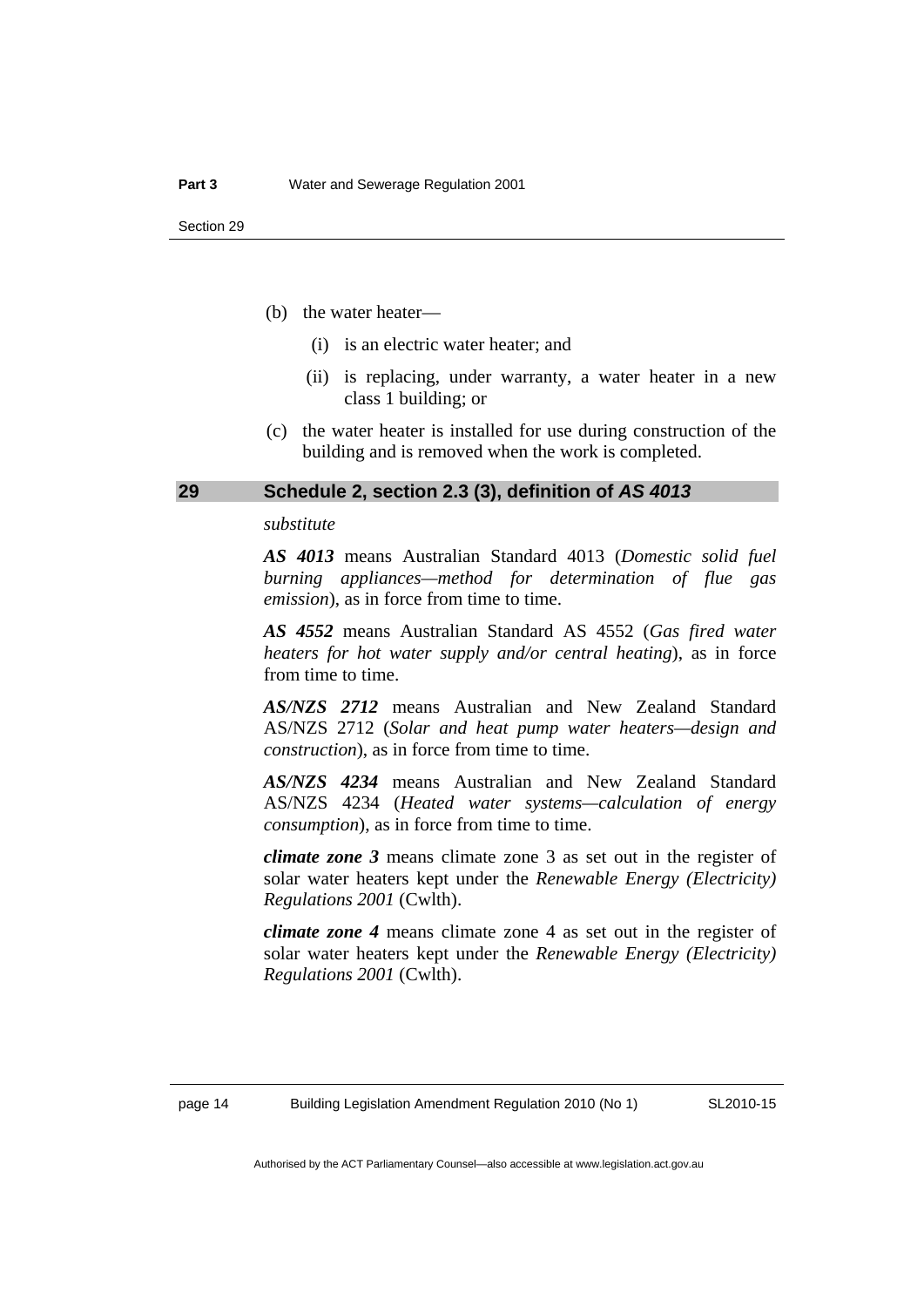(b) the water heater—

   (i) is an electric water heater; and

   (ii) is replacing, under warranty, a water heater in a new class 1 building; or

(c) the water heater is installed for use during construction of the building and is removed when the work is completed.

## 29 Schedule 2, section 2.3 (3), definition of *AS 4013*

*substitute*

***AS 4013*** means Australian Standard 4013 (*Domestic solid fuel burning appliances—method for determination of flue gas emission*), as in force from time to time.

***AS 4552*** means Australian Standard AS 4552 (*Gas fired water heaters for hot water supply and/or central heating*), as in force from time to time.

***AS/NZS 2712*** means Australian and New Zealand Standard AS/NZS 2712 (*Solar and heat pump water heaters—design and construction*), as in force from time to time.

***AS/NZS 4234*** means Australian and New Zealand Standard AS/NZS 4234 (*Heated water systems—calculation of energy consumption*), as in force from time to time.

***climate zone 3*** means climate zone 3 as set out in the register of solar water heaters kept under the *Renewable Energy (Electricity) Regulations 2001* (Cwlth).

***climate zone 4*** means climate zone 4 as set out in the register of solar water heaters kept under the *Renewable Energy (Electricity) Regulations 2001* (Cwlth).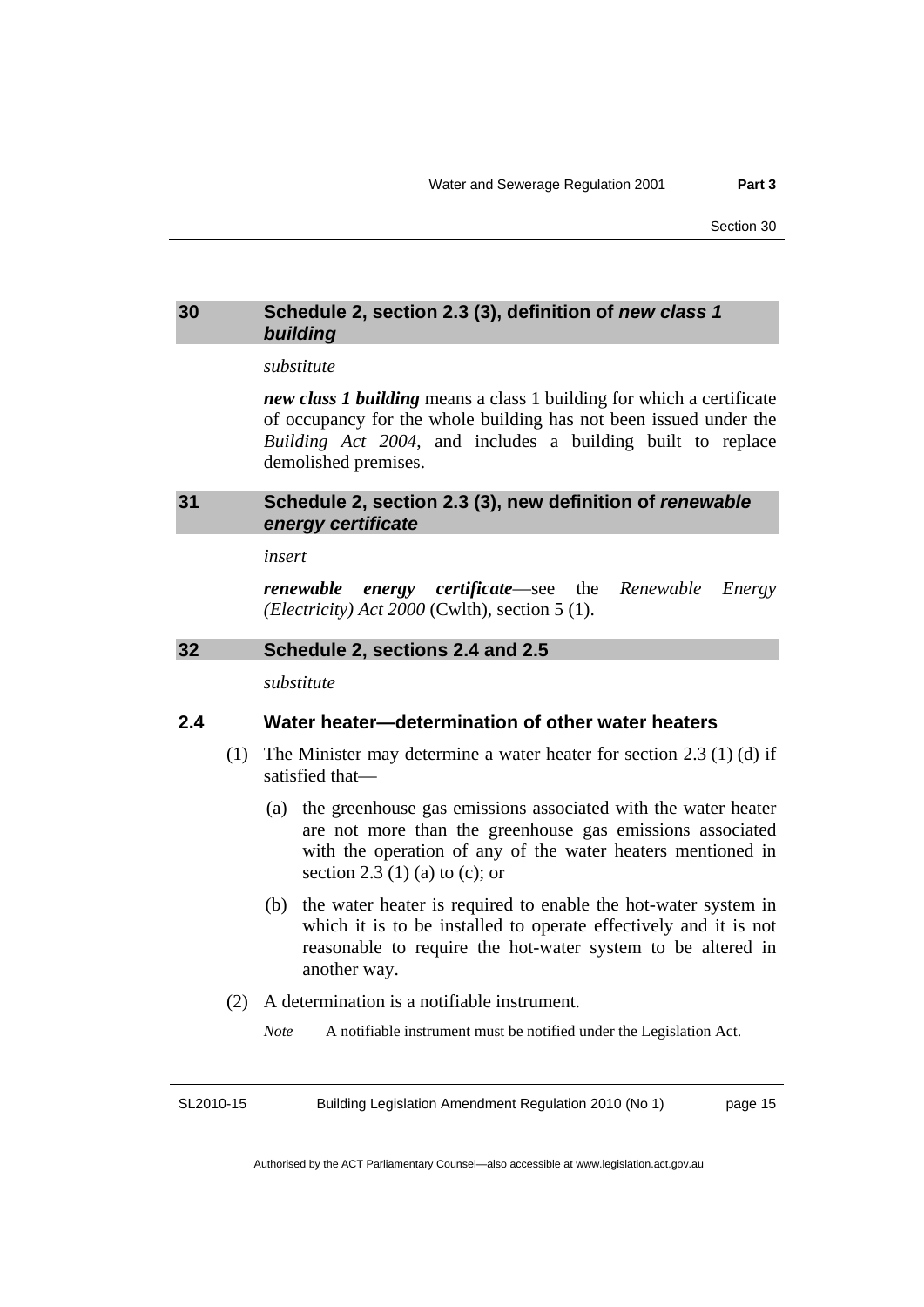### 30 Schedule 2, section 2.3 (3), definition of *new class 1 building*

*substitute*

***new class 1 building*** means a class 1 building for which a certificate of occupancy for the whole building has not been issued under the *Building Act 2004*, and includes a building built to replace demolished premises.

### 31 Schedule 2, section 2.3 (3), new definition of *renewable energy certificate*

*insert*

***renewable energy certificate***—see the *Renewable Energy (Electricity) Act 2000* (Cwlth), section 5 (1).

### 32 Schedule 2, sections 2.4 and 2.5

*substitute*

### 2.4 Water heater—determination of other water heaters

(1) The Minister may determine a water heater for section 2.3 (1) (d) if satisfied that—

(a) the greenhouse gas emissions associated with the water heater are not more than the greenhouse gas emissions associated with the operation of any of the water heaters mentioned in section 2.3 (1) (a) to (c); or

(b) the water heater is required to enable the hot-water system in which it is to be installed to operate effectively and it is not reasonable to require the hot-water system to be altered in another way.

(2) A determination is a notifiable instrument.

*Note* A notifiable instrument must be notified under the Legislation Act.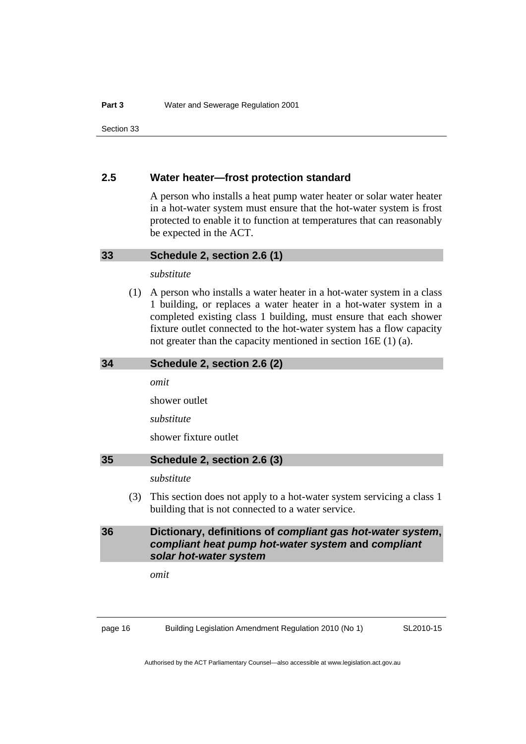### 2.5 Water heater—frost protection standard

A person who installs a heat pump water heater or solar water heater in a hot-water system must ensure that the hot-water system is frost protected to enable it to function at temperatures that can reasonably be expected in the ACT.

## 33 Schedule 2, section 2.6 (1)

*substitute*

(1) A person who installs a water heater in a hot-water system in a class 1 building, or replaces a water heater in a hot-water system in a completed existing class 1 building, must ensure that each shower fixture outlet connected to the hot-water system has a flow capacity not greater than the capacity mentioned in section 16E (1) (a).

## 34 Schedule 2, section 2.6 (2)

*omit*

shower outlet

*substitute*

shower fixture outlet

## 35 Schedule 2, section 2.6 (3)

*substitute*

(3) This section does not apply to a hot-water system servicing a class 1 building that is not connected to a water service.

## 36 Dictionary, definitions of *compliant gas hot-water system*, *compliant heat pump hot-water system* and *compliant solar hot-water system*

*omit*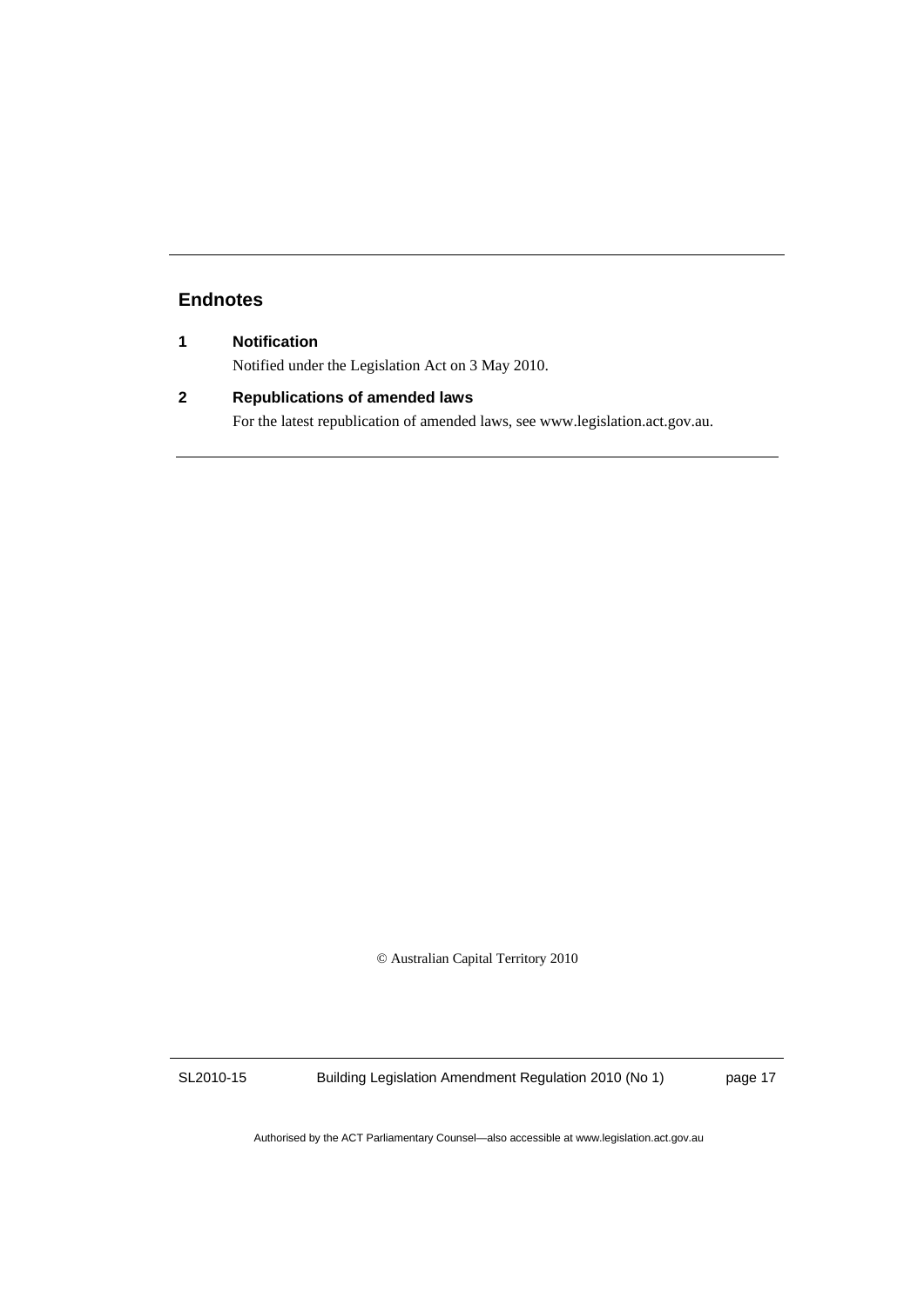## Endnotes

**1 Notification**

Notified under the Legislation Act on 3 May 2010.

**2 Republications of amended laws**

For the latest republication of amended laws, see www.legislation.act.gov.au.

© Australian Capital Territory 2010